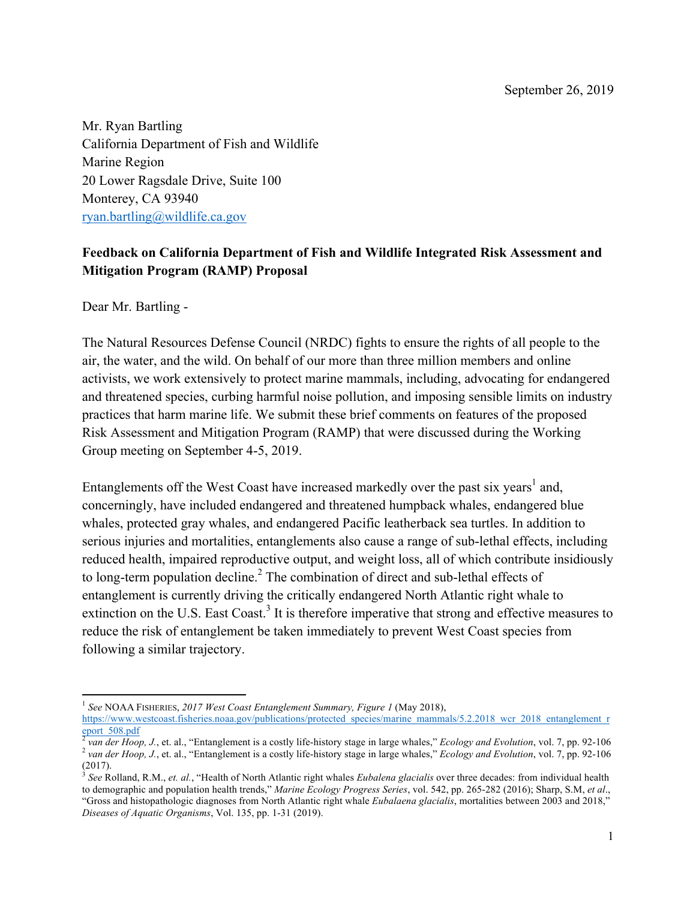September 26, 2019

Mr. Ryan Bartling
California Department of Fish and Wildlife
Marine Region
20 Lower Ragsdale Drive, Suite 100
Monterey, CA 93940
ryan.bartling@wildlife.ca.gov

**Feedback on California Department of Fish and Wildlife Integrated Risk Assessment and Mitigation Program (RAMP) Proposal**

Dear Mr. Bartling -

The Natural Resources Defense Council (NRDC) fights to ensure the rights of all people to the air, the water, and the wild. On behalf of our more than three million members and online activists, we work extensively to protect marine mammals, including, advocating for endangered and threatened species, curbing harmful noise pollution, and imposing sensible limits on industry practices that harm marine life. We submit these brief comments on features of the proposed Risk Assessment and Mitigation Program (RAMP) that were discussed during the Working Group meeting on September 4-5, 2019.

Entanglements off the West Coast have increased markedly over the past six years[1] and, concerningly, have included endangered and threatened humpback whales, endangered blue whales, protected gray whales, and endangered Pacific leatherback sea turtles. In addition to serious injuries and mortalities, entanglements also cause a range of sub-lethal effects, including reduced health, impaired reproductive output, and weight loss, all of which contribute insidiously to long-term population decline.[2] The combination of direct and sub-lethal effects of entanglement is currently driving the critically endangered North Atlantic right whale to extinction on the U.S. East Coast.[3] It is therefore imperative that strong and effective measures to reduce the risk of entanglement be taken immediately to prevent West Coast species from following a similar trajectory.

---

[1] *See* NOAA FISHERIES, *2017 West Coast Entanglement Summary, Figure 1* (May 2018), https://www.westcoast.fisheries.noaa.gov/publications/protected_species/marine_mammals/5.2.2018_wcr_2018_entanglement_report_508.pdf

[2] *van der Hoop, J.*, et. al., "Entanglement is a costly life-history stage in large whales," *Ecology and Evolution*, vol. 7, pp. 92-106

[2] *van der Hoop, J.*, et. al., "Entanglement is a costly life-history stage in large whales," *Ecology and Evolution*, vol. 7, pp. 92-106 (2017).

[3] *See* Rolland, R.M., *et. al.*, "Health of North Atlantic right whales *Eubalena glacialis* over three decades: from individual health to demographic and population health trends," *Marine Ecology Progress Series*, vol. 542, pp. 265-282 (2016); Sharp, S.M, *et al*., "Gross and histopathologic diagnoses from North Atlantic right whale *Eubalaena glacialis*, mortalities between 2003 and 2018," *Diseases of Aquatic Organisms*, Vol. 135, pp. 1-31 (2019).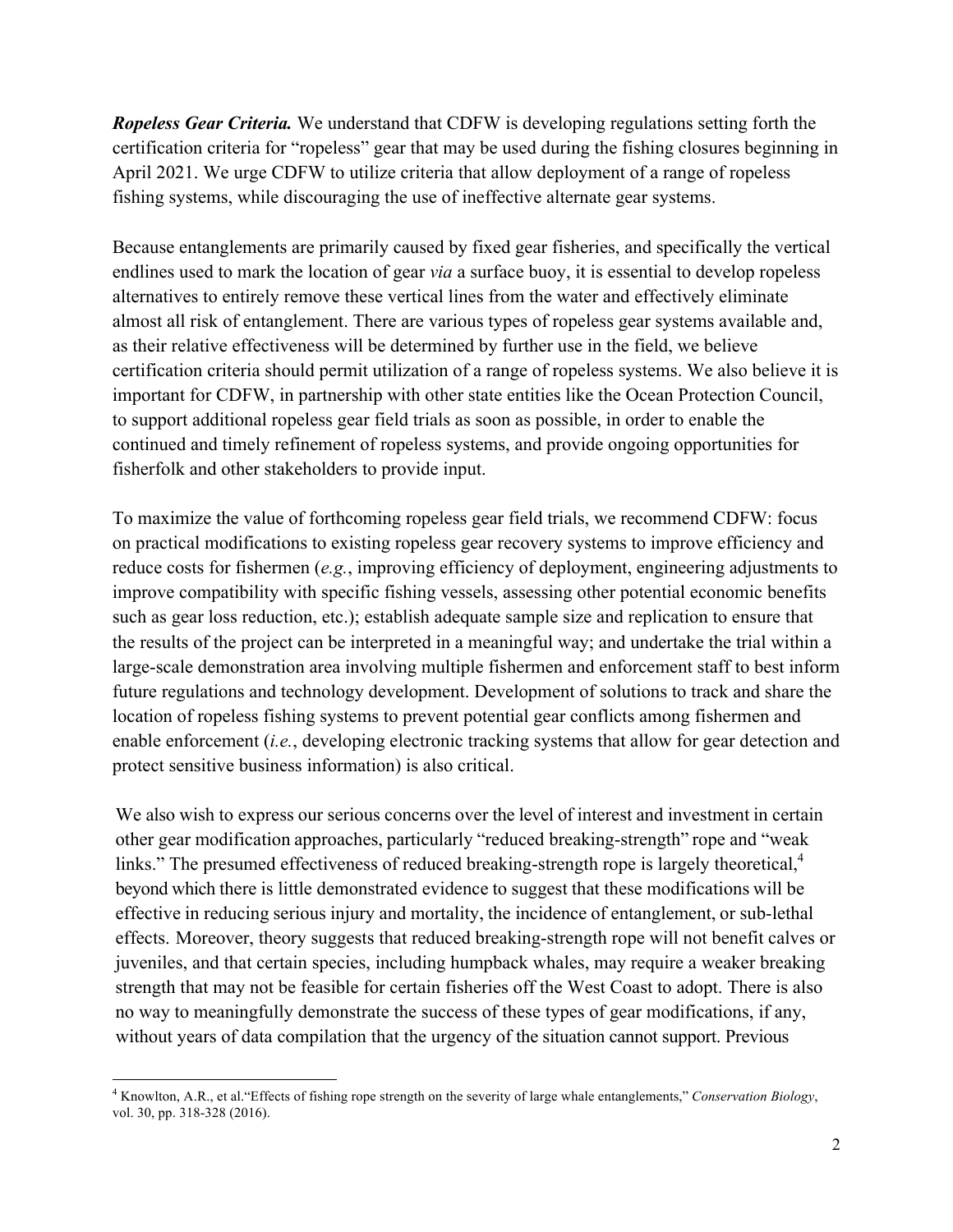***Ropeless Gear Criteria.*** We understand that CDFW is developing regulations setting forth the certification criteria for "ropeless" gear that may be used during the fishing closures beginning in April 2021. We urge CDFW to utilize criteria that allow deployment of a range of ropeless fishing systems, while discouraging the use of ineffective alternate gear systems.

Because entanglements are primarily caused by fixed gear fisheries, and specifically the vertical endlines used to mark the location of gear *via* a surface buoy, it is essential to develop ropeless alternatives to entirely remove these vertical lines from the water and effectively eliminate almost all risk of entanglement. There are various types of ropeless gear systems available and, as their relative effectiveness will be determined by further use in the field, we believe certification criteria should permit utilization of a range of ropeless systems. We also believe it is important for CDFW, in partnership with other state entities like the Ocean Protection Council, to support additional ropeless gear field trials as soon as possible, in order to enable the continued and timely refinement of ropeless systems, and provide ongoing opportunities for fisherfolk and other stakeholders to provide input.

To maximize the value of forthcoming ropeless gear field trials, we recommend CDFW: focus on practical modifications to existing ropeless gear recovery systems to improve efficiency and reduce costs for fishermen (*e.g.*, improving efficiency of deployment, engineering adjustments to improve compatibility with specific fishing vessels, assessing other potential economic benefits such as gear loss reduction, etc.); establish adequate sample size and replication to ensure that the results of the project can be interpreted in a meaningful way; and undertake the trial within a large-scale demonstration area involving multiple fishermen and enforcement staff to best inform future regulations and technology development. Development of solutions to track and share the location of ropeless fishing systems to prevent potential gear conflicts among fishermen and enable enforcement (*i.e.*, developing electronic tracking systems that allow for gear detection and protect sensitive business information) is also critical.

We also wish to express our serious concerns over the level of interest and investment in certain other gear modification approaches, particularly "reduced breaking-strength" rope and "weak links." The presumed effectiveness of reduced breaking-strength rope is largely theoretical,[4] beyond which there is little demonstrated evidence to suggest that these modifications will be effective in reducing serious injury and mortality, the incidence of entanglement, or sub-lethal effects. Moreover, theory suggests that reduced breaking-strength rope will not benefit calves or juveniles, and that certain species, including humpback whales, may require a weaker breaking strength that may not be feasible for certain fisheries off the West Coast to adopt. There is also no way to meaningfully demonstrate the success of these types of gear modifications, if any, without years of data compilation that the urgency of the situation cannot support. Previous

---

[4] Knowlton, A.R., et al."Effects of fishing rope strength on the severity of large whale entanglements," *Conservation Biology*, vol. 30, pp. 318-328 (2016).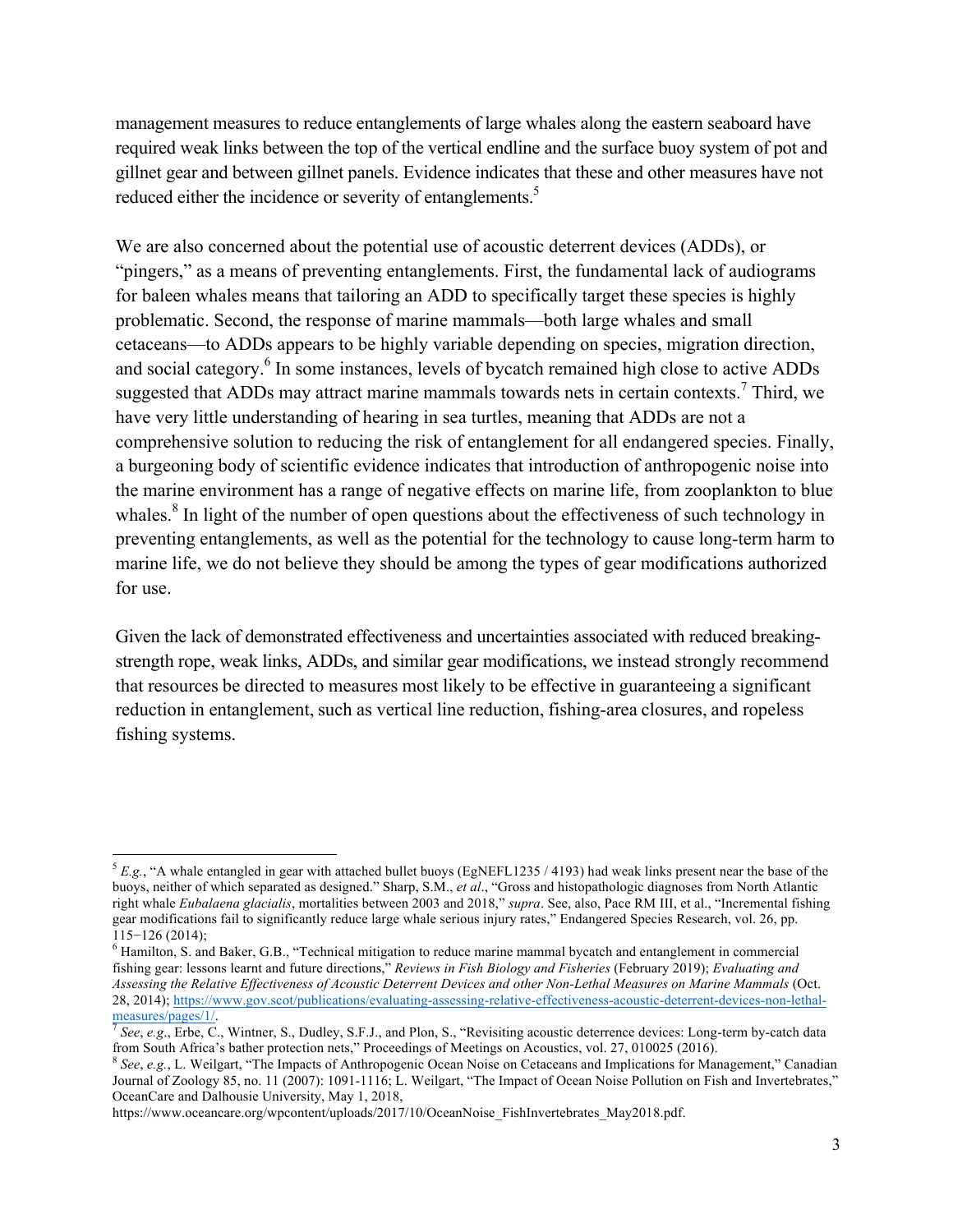management measures to reduce entanglements of large whales along the eastern seaboard have required weak links between the top of the vertical endline and the surface buoy system of pot and gillnet gear and between gillnet panels. Evidence indicates that these and other measures have not reduced either the incidence or severity of entanglements.[5]

We are also concerned about the potential use of acoustic deterrent devices (ADDs), or "pingers," as a means of preventing entanglements. First, the fundamental lack of audiograms for baleen whales means that tailoring an ADD to specifically target these species is highly problematic. Second, the response of marine mammals—both large whales and small cetaceans—to ADDs appears to be highly variable depending on species, migration direction, and social category.[6] In some instances, levels of bycatch remained high close to active ADDs suggested that ADDs may attract marine mammals towards nets in certain contexts.[7] Third, we have very little understanding of hearing in sea turtles, meaning that ADDs are not a comprehensive solution to reducing the risk of entanglement for all endangered species. Finally, a burgeoning body of scientific evidence indicates that introduction of anthropogenic noise into the marine environment has a range of negative effects on marine life, from zooplankton to blue whales.[8] In light of the number of open questions about the effectiveness of such technology in preventing entanglements, as well as the potential for the technology to cause long-term harm to marine life, we do not believe they should be among the types of gear modifications authorized for use.

Given the lack of demonstrated effectiveness and uncertainties associated with reduced breaking-strength rope, weak links, ADDs, and similar gear modifications, we instead strongly recommend that resources be directed to measures most likely to be effective in guaranteeing a significant reduction in entanglement, such as vertical line reduction, fishing-area closures, and ropeless fishing systems.

---

[5] *E.g.*, "A whale entangled in gear with attached bullet buoys (EgNEFL1235 / 4193) had weak links present near the base of the buoys, neither of which separated as designed." Sharp, S.M., *et al*., "Gross and histopathologic diagnoses from North Atlantic right whale *Eubalaena glacialis*, mortalities between 2003 and 2018," *supra*. See, also, Pace RM III, et al., "Incremental fishing gear modifications fail to significantly reduce large whale serious injury rates," Endangered Species Research, vol. 26, pp. 115−126 (2014);

[6] Hamilton, S. and Baker, G.B., "Technical mitigation to reduce marine mammal bycatch and entanglement in commercial fishing gear: lessons learnt and future directions," *Reviews in Fish Biology and Fisheries* (February 2019); *Evaluating and Assessing the Relative Effectiveness of Acoustic Deterrent Devices and other Non-Lethal Measures on Marine Mammals* (Oct. 28, 2014); https://www.gov.scot/publications/evaluating-assessing-relative-effectiveness-acoustic-deterrent-devices-non-lethal-measures/pages/1/.

[7] *See*, *e.g.*, Erbe, C., Wintner, S., Dudley, S.F.J., and Plon, S., "Revisiting acoustic deterrence devices: Long-term by-catch data from South Africa's bather protection nets," Proceedings of Meetings on Acoustics, vol. 27, 010025 (2016).

[8] *See*, *e.g.*, L. Weilgart, "The Impacts of Anthropogenic Ocean Noise on Cetaceans and Implications for Management," Canadian Journal of Zoology 85, no. 11 (2007): 1091-1116; L. Weilgart, "The Impact of Ocean Noise Pollution on Fish and Invertebrates," OceanCare and Dalhousie University, May 1, 2018, https://www.oceancare.org/wpcontent/uploads/2017/10/OceanNoise_FishInvertebrates_May2018.pdf.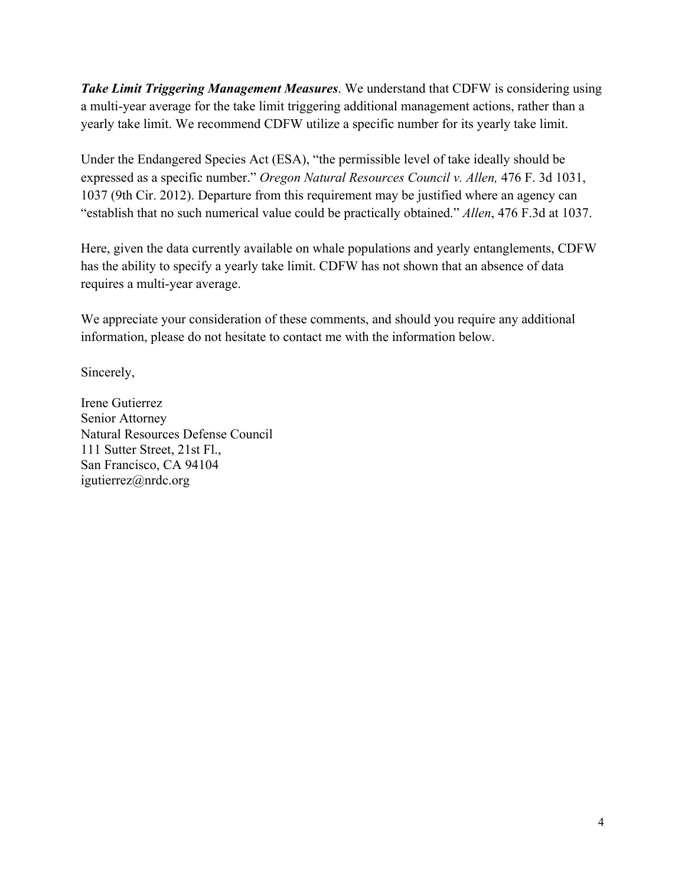***Take Limit Triggering Management Measures***. We understand that CDFW is considering using a multi-year average for the take limit triggering additional management actions, rather than a yearly take limit. We recommend CDFW utilize a specific number for its yearly take limit.

Under the Endangered Species Act (ESA), "the permissible level of take ideally should be expressed as a specific number." *Oregon Natural Resources Council v. Allen,* 476 F. 3d 1031, 1037 (9th Cir. 2012). Departure from this requirement may be justified where an agency can "establish that no such numerical value could be practically obtained." *Allen*, 476 F.3d at 1037.

Here, given the data currently available on whale populations and yearly entanglements, CDFW has the ability to specify a yearly take limit. CDFW has not shown that an absence of data requires a multi-year average.

We appreciate your consideration of these comments, and should you require any additional information, please do not hesitate to contact me with the information below.

Sincerely,

Irene Gutierrez
Senior Attorney
Natural Resources Defense Council
111 Sutter Street, 21st Fl.,
San Francisco, CA 94104
igutierrez@nrdc.org